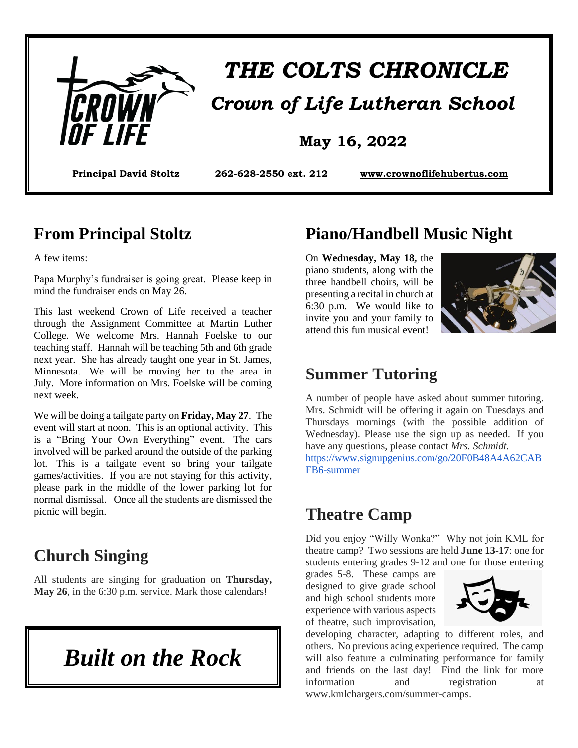# THE COLTS CHRONICLE

## Crown of Life Lutheran School

**May 16, 2022**

**Principal David Stoltz** **262-628-2550 ext. 212** **www.crownoflifehubertus.com**

## From Principal Stoltz

A few items:

Papa Murphy's fundraiser is going great. Please keep in mind the fundraiser ends on May 26.

This last weekend Crown of Life received a teacher through the Assignment Committee at Martin Luther College. We welcome Mrs. Hannah Foelske to our teaching staff. Hannah will be teaching 5th and 6th grade next year. She has already taught one year in St. James, Minnesota. We will be moving her to the area in July. More information on Mrs. Foelske will be coming next week.

We will be doing a tailgate party on **Friday, May 27**. The event will start at noon. This is an optional activity. This is a "Bring Your Own Everything" event. The cars involved will be parked around the outside of the parking lot. This is a tailgate event so bring your tailgate games/activities. If you are not staying for this activity, please park in the middle of the lower parking lot for normal dismissal. Once all the students are dismissed the picnic will begin.

## Church Singing

All students are singing for graduation on **Thursday, May 26**, in the 6:30 p.m. service. Mark those calendars!

***Built on the Rock***

## Piano/Handbell Music Night

On **Wednesday, May 18,** the piano students, along with the three handbell choirs, will be presenting a recital in church at 6:30 p.m. We would like to invite you and your family to attend this fun musical event!

## Summer Tutoring

A number of people have asked about summer tutoring. Mrs. Schmidt will be offering it again on Tuesdays and Thursdays mornings (with the possible addition of Wednesday). Please use the sign up as needed. If you have any questions, please contact *Mrs. Schmidt.*
https://www.signupgenius.com/go/20F0B48A4A62CABFB6-summer

## Theatre Camp

Did you enjoy "Willy Wonka?" Why not join KML for theatre camp? Two sessions are held **June 13-17**: one for students entering grades 9-12 and one for those entering grades 5-8. These camps are designed to give grade school and high school students more experience with various aspects of theatre, such improvisation, developing character, adapting to different roles, and others. No previous acing experience required. The camp will also feature a culminating performance for family and friends on the last day! Find the link for more information and registration at www.kmlchargers.com/summer-camps.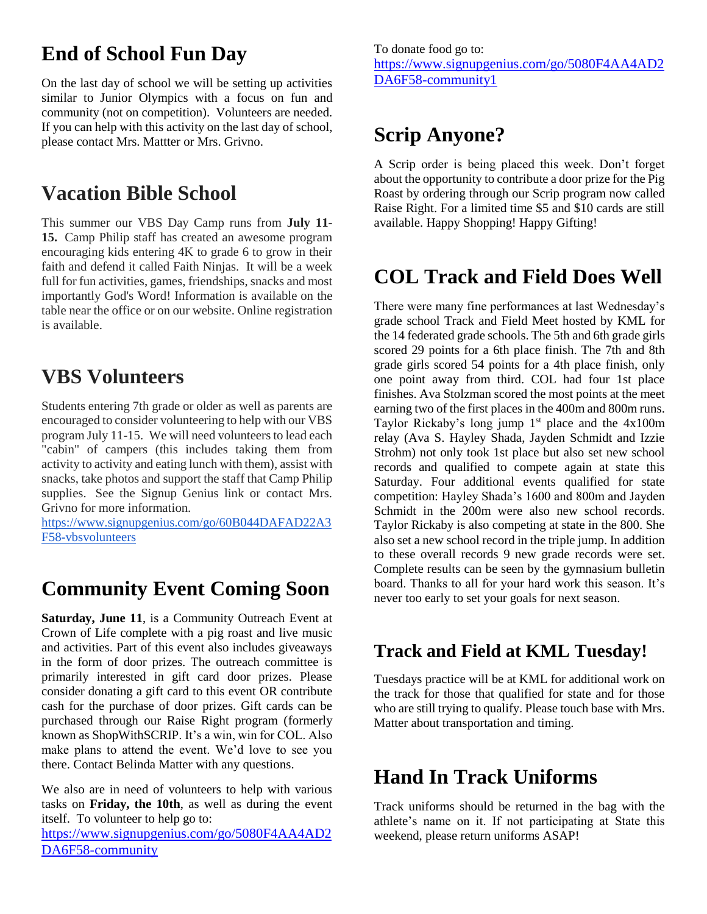## End of School Fun Day

On the last day of school we will be setting up activities similar to Junior Olympics with a focus on fun and community (not on competition). Volunteers are needed. If you can help with this activity on the last day of school, please contact Mrs. Mattter or Mrs. Grivno.

## Vacation Bible School

This summer our VBS Day Camp runs from **July 11-15.** Camp Philip staff has created an awesome program encouraging kids entering 4K to grade 6 to grow in their faith and defend it called Faith Ninjas. It will be a week full for fun activities, games, friendships, snacks and most importantly God's Word! Information is available on the table near the office or on our website. Online registration is available.

## VBS Volunteers

Students entering 7th grade or older as well as parents are encouraged to consider volunteering to help with our VBS program July 11-15. We will need volunteers to lead each "cabin" of campers (this includes taking them from activity to activity and eating lunch with them), assist with snacks, take photos and support the staff that Camp Philip supplies. See the Signup Genius link or contact Mrs. Grivno for more information.
https://www.signupgenius.com/go/60B044DAFAD22A3F58-vbsvolunteers

## Community Event Coming Soon

**Saturday, June 11**, is a Community Outreach Event at Crown of Life complete with a pig roast and live music and activities. Part of this event also includes giveaways in the form of door prizes. The outreach committee is primarily interested in gift card door prizes. Please consider donating a gift card to this event OR contribute cash for the purchase of door prizes. Gift cards can be purchased through our Raise Right program (formerly known as ShopWithSCRIP. It's a win, win for COL. Also make plans to attend the event. We'd love to see you there. Contact Belinda Matter with any questions.

We also are in need of volunteers to help with various tasks on **Friday, the 10th**, as well as during the event itself. To volunteer to help go to:
https://www.signupgenius.com/go/5080F4AA4AD2DA6F58-community

To donate food go to:
https://www.signupgenius.com/go/5080F4AA4AD2DA6F58-community1

## Scrip Anyone?

A Scrip order is being placed this week. Don't forget about the opportunity to contribute a door prize for the Pig Roast by ordering through our Scrip program now called Raise Right. For a limited time $5 and $10 cards are still available. Happy Shopping! Happy Gifting!

## COL Track and Field Does Well

There were many fine performances at last Wednesday's grade school Track and Field Meet hosted by KML for the 14 federated grade schools. The 5th and 6th grade girls scored 29 points for a 6th place finish. The 7th and 8th grade girls scored 54 points for a 4th place finish, only one point away from third. COL had four 1st place finishes. Ava Stolzman scored the most points at the meet earning two of the first places in the 400m and 800m runs. Taylor Rickaby's long jump 1st place and the 4x100m relay (Ava S. Hayley Shada, Jayden Schmidt and Izzie Strohm) not only took 1st place but also set new school records and qualified to compete again at state this Saturday. Four additional events qualified for state competition: Hayley Shada's 1600 and 800m and Jayden Schmidt in the 200m were also new school records. Taylor Rickaby is also competing at state in the 800. She also set a new school record in the triple jump. In addition to these overall records 9 new grade records were set. Complete results can be seen by the gymnasium bulletin board. Thanks to all for your hard work this season. It's never too early to set your goals for next season.

### Track and Field at KML Tuesday!

Tuesdays practice will be at KML for additional work on the track for those that qualified for state and for those who are still trying to qualify. Please touch base with Mrs. Matter about transportation and timing.

## Hand In Track Uniforms

Track uniforms should be returned in the bag with the athlete's name on it. If not participating at State this weekend, please return uniforms ASAP!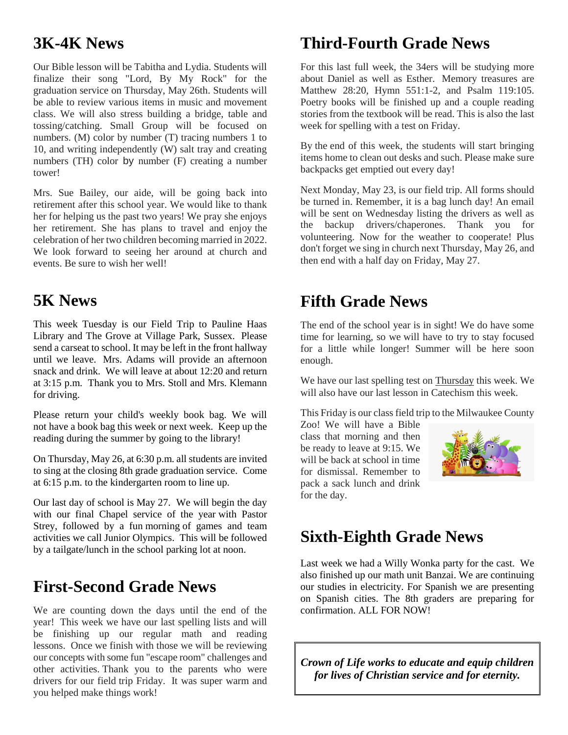## 3K-4K News

Our Bible lesson will be Tabitha and Lydia. Students will finalize their song "Lord, By My Rock" for the graduation service on Thursday, May 26th. Students will be able to review various items in music and movement class. We will also stress building a bridge, table and tossing/catching. Small Group will be focused on numbers. (M) color by number (T) tracing numbers 1 to 10, and writing independently (W) salt tray and creating numbers (TH) color by number (F) creating a number tower!

Mrs. Sue Bailey, our aide, will be going back into retirement after this school year. We would like to thank her for helping us the past two years! We pray she enjoys her retirement. She has plans to travel and enjoy the celebration of her two children becoming married in 2022. We look forward to seeing her around at church and events. Be sure to wish her well!

## 5K News

This week Tuesday is our Field Trip to Pauline Haas Library and The Grove at Village Park, Sussex. Please send a carseat to school. It may be left in the front hallway until we leave. Mrs. Adams will provide an afternoon snack and drink. We will leave at about 12:20 and return at 3:15 p.m. Thank you to Mrs. Stoll and Mrs. Klemann for driving.

Please return your child's weekly book bag. We will not have a book bag this week or next week. Keep up the reading during the summer by going to the library!

On Thursday, May 26, at 6:30 p.m. all students are invited to sing at the closing 8th grade graduation service. Come at 6:15 p.m. to the kindergarten room to line up.

Our last day of school is May 27. We will begin the day with our final Chapel service of the year with Pastor Strey, followed by a fun morning of games and team activities we call Junior Olympics. This will be followed by a tailgate/lunch in the school parking lot at noon.

## First-Second Grade News

We are counting down the days until the end of the year! This week we have our last spelling lists and will be finishing up our regular math and reading lessons. Once we finish with those we will be reviewing our concepts with some fun "escape room" challenges and other activities. Thank you to the parents who were drivers for our field trip Friday. It was super warm and you helped make things work!

## Third-Fourth Grade News

For this last full week, the 34ers will be studying more about Daniel as well as Esther. Memory treasures are Matthew 28:20, Hymn 551:1-2, and Psalm 119:105. Poetry books will be finished up and a couple reading stories from the textbook will be read. This is also the last week for spelling with a test on Friday.

By the end of this week, the students will start bringing items home to clean out desks and such. Please make sure backpacks get emptied out every day!

Next Monday, May 23, is our field trip. All forms should be turned in. Remember, it is a bag lunch day! An email will be sent on Wednesday listing the drivers as well as the backup drivers/chaperones. Thank you for volunteering. Now for the weather to cooperate! Plus don't forget we sing in church next Thursday, May 26, and then end with a half day on Friday, May 27.

## Fifth Grade News

The end of the school year is in sight! We do have some time for learning, so we will have to try to stay focused for a little while longer! Summer will be here soon enough.

We have our last spelling test on Thursday this week. We will also have our last lesson in Catechism this week.

This Friday is our class field trip to the Milwaukee County Zoo! We will have a Bible class that morning and then be ready to leave at 9:15. We will be back at school in time for dismissal. Remember to pack a sack lunch and drink for the day.

## Sixth-Eighth Grade News

Last week we had a Willy Wonka party for the cast. We also finished up our math unit Banzai. We are continuing our studies in electricity. For Spanish we are presenting on Spanish cities. The 8th graders are preparing for confirmation. ALL FOR NOW!

***Crown of Life works to educate and equip children for lives of Christian service and for eternity.***